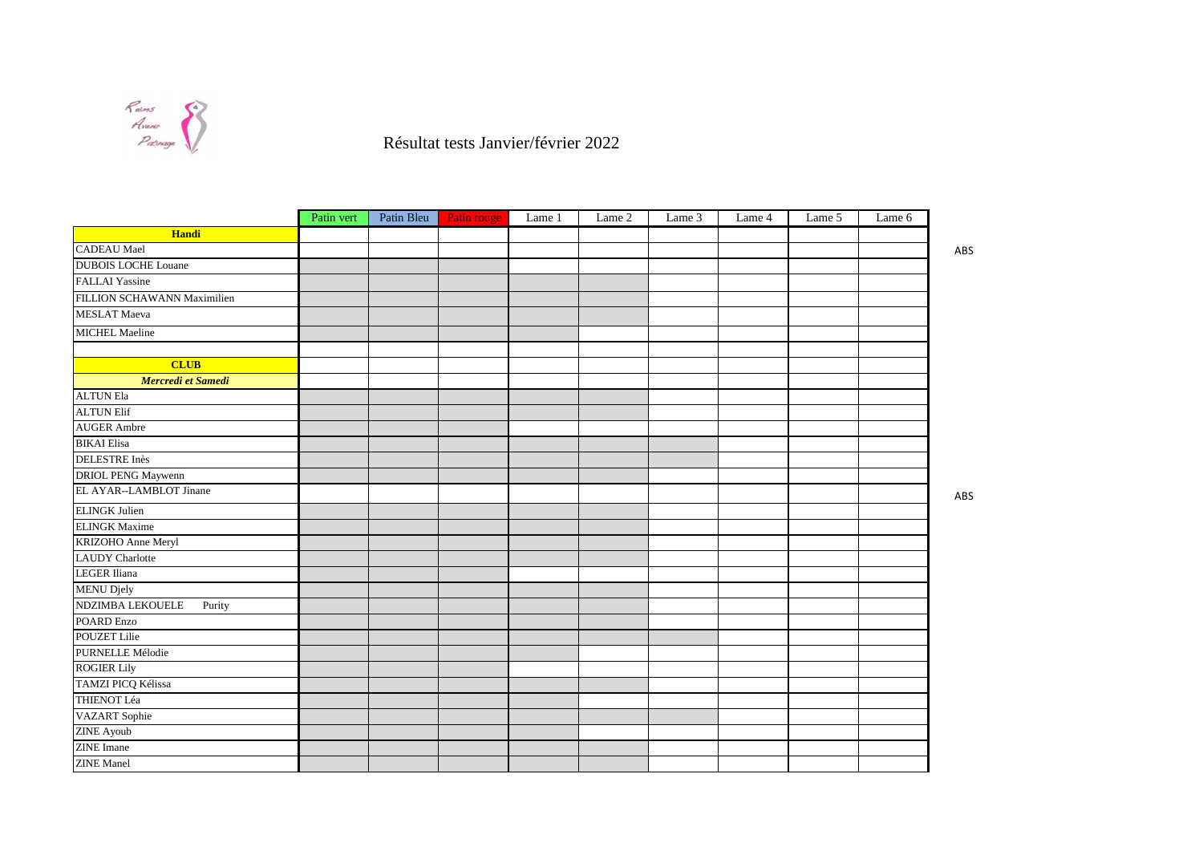# Résultat tests Janvier/février 2022

| | Patin vert | Patin Bleu | Patin rouge | Lame 1 | Lame 2 | Lame 3 | Lame 4 | Lame 5 | Lame 6 | |
|---|---|---|---|---|---|---|---|---|---|---|
| **Handi** | | | | | | | | | | |
| CADEAU Mael | | | | | | | | | | ABS |
| DUBOIS LOCHE Louane | | | | | | | | | | |
| FALLAI Yassine | | | | | | | | | | |
| FILLION SCHAWANN Maximilien | | | | | | | | | | |
| MESLAT Maeva | | | | | | | | | | |
| MICHEL Maeline | | | | | | | | | | |
| | | | | | | | | | | |
| **CLUB** | | | | | | | | | | |
| ***Mercredi et Samedi*** | | | | | | | | | | |
| ALTUN Ela | | | | | | | | | | |
| ALTUN Elif | | | | | | | | | | |
| AUGER Ambre | | | | | | | | | | |
| BIKAI Elisa | | | | | | | | | | |
| DELESTRE Inès | | | | | | | | | | |
| DRIOL PENG Maywenn | | | | | | | | | | |
| EL AYAR--LAMBLOT Jinane | | | | | | | | | | ABS |
| ELINGK Julien | | | | | | | | | | |
| ELINGK Maxime | | | | | | | | | | |
| KRIZOHO Anne Meryl | | | | | | | | | | |
| LAUDY Charlotte | | | | | | | | | | |
| LEGER Iliana | | | | | | | | | | |
| MENU Djely | | | | | | | | | | |
| NDZIMBA LEKOUELE Purity | | | | | | | | | | |
| POARD Enzo | | | | | | | | | | |
| POUZET Lilie | | | | | | | | | | |
| PURNELLE Mélodie | | | | | | | | | | |
| ROGIER Lily | | | | | | | | | | |
| TAMZI PICQ Kélissa | | | | | | | | | | |
| THIENOT Léa | | | | | | | | | | |
| VAZART Sophie | | | | | | | | | | |
| ZINE Ayoub | | | | | | | | | | |
| ZINE Imane | | | | | | | | | | |
| ZINE Manel | | | | | | | | | | |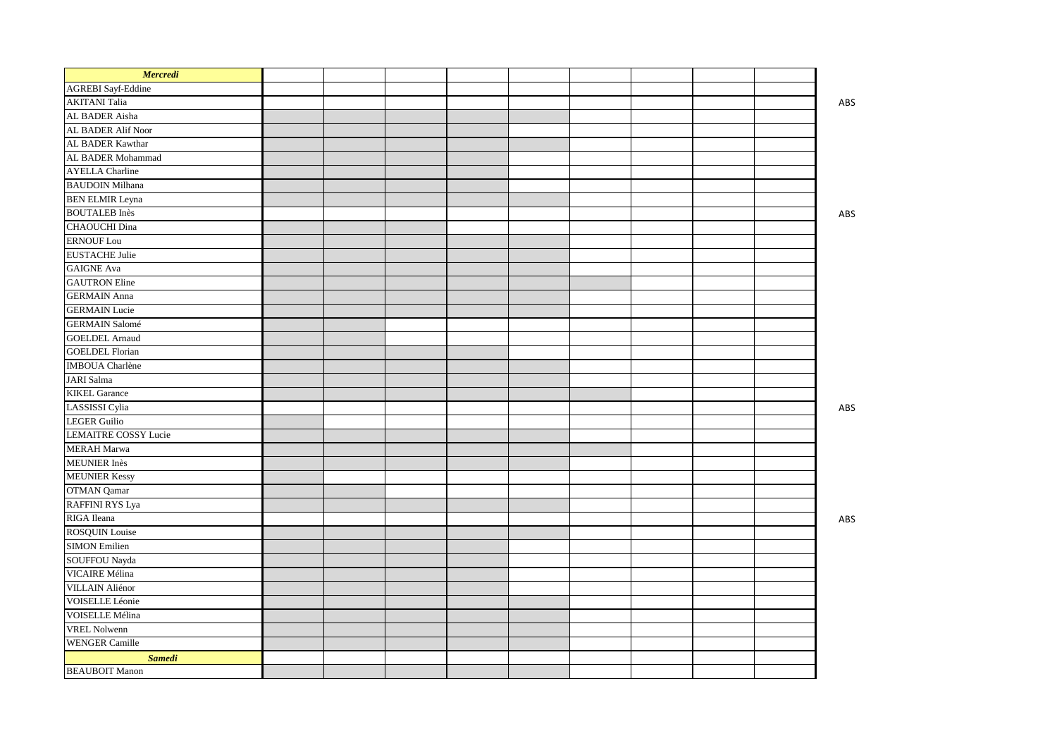| *Mercredi* | | | | | | | | | | |
|---|---|---|---|---|---|---|---|---|---|---|
| AGREBI Sayf-Eddine | | | | | | | | | | |
| AKITANI Talia | | | | | | | | | | ABS |
| AL BADER Aisha | | | | | | | | | | |
| AL BADER Alif Noor | | | | | | | | | | |
| AL BADER Kawthar | | | | | | | | | | |
| AL BADER Mohammad | | | | | | | | | | |
| AYELLA Charline | | | | | | | | | | |
| BAUDOIN Milhana | | | | | | | | | | |
| BEN ELMIR Leyna | | | | | | | | | | |
| BOUTALEB Inès | | | | | | | | | | ABS |
| CHAOUCHI Dina | | | | | | | | | | |
| ERNOUF Lou | | | | | | | | | | |
| EUSTACHE Julie | | | | | | | | | | |
| GAIGNE Ava | | | | | | | | | | |
| GAUTRON Eline | | | | | | | | | | |
| GERMAIN Anna | | | | | | | | | | |
| GERMAIN Lucie | | | | | | | | | | |
| GERMAIN Salomé | | | | | | | | | | |
| GOELDEL Arnaud | | | | | | | | | | |
| GOELDEL Florian | | | | | | | | | | |
| IMBOUA Charlène | | | | | | | | | | |
| JARI Salma | | | | | | | | | | |
| KIKEL Garance | | | | | | | | | | |
| LASSISSI Cylia | | | | | | | | | | ABS |
| LEGER Guilio | | | | | | | | | | |
| LEMAITRE COSSY Lucie | | | | | | | | | | |
| MERAH Marwa | | | | | | | | | | |
| MEUNIER Inès | | | | | | | | | | |
| MEUNIER Kessy | | | | | | | | | | |
| OTMAN Qamar | | | | | | | | | | |
| RAFFINI RYS Lya | | | | | | | | | | |
| RIGA Ileana | | | | | | | | | | ABS |
| ROSQUIN Louise | | | | | | | | | | |
| SIMON Emilien | | | | | | | | | | |
| SOUFFOU Nayda | | | | | | | | | | |
| VICAIRE Mélina | | | | | | | | | | |
| VILLAIN Aliénor | | | | | | | | | | |
| VOISELLE Léonie | | | | | | | | | | |
| VOISELLE Mélina | | | | | | | | | | |
| VREL Nolwenn | | | | | | | | | | |
| WENGER Camille | | | | | | | | | | |
| *Samedi* | | | | | | | | | | |
| BEAUBOIT Manon | | | | | | | | | | |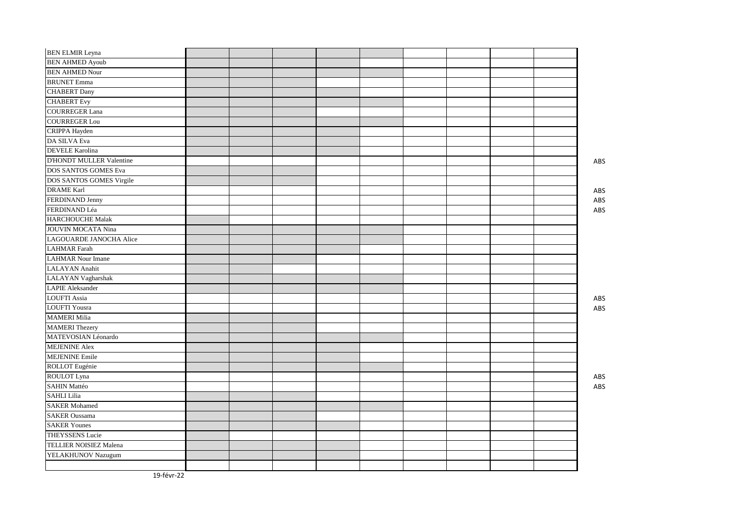| | | | | | | | | | | |
|---|---|---|---|---|---|---|---|---|---|---|
| BEN ELMIR Leyna | | | | | | | | | | |
| BEN AHMED Ayoub | | | | | | | | | | |
| BEN AHMED Nour | | | | | | | | | | |
| BRUNET Emma | | | | | | | | | | |
| CHABERT Dany | | | | | | | | | | |
| CHABERT Evy | | | | | | | | | | |
| COURREGER Lana | | | | | | | | | | |
| COURREGER Lou | | | | | | | | | | |
| CRIPPA Hayden | | | | | | | | | | |
| DA SILVA Eva | | | | | | | | | | |
| DEVELE Karolina | | | | | | | | | | |
| D'HONDT MULLER Valentine | | | | | | | | | | ABS |
| DOS SANTOS GOMES Eva | | | | | | | | | | |
| DOS SANTOS GOMES Virgile | | | | | | | | | | |
| DRAME Karl | | | | | | | | | | ABS |
| FERDINAND Jenny | | | | | | | | | | ABS |
| FERDINAND Léa | | | | | | | | | | ABS |
| HARCHOUCHE Malak | | | | | | | | | | |
| JOUVIN MOCATA Nina | | | | | | | | | | |
| LAGOUARDE JANOCHA Alice | | | | | | | | | | |
| LAHMAR Farah | | | | | | | | | | |
| LAHMAR Nour Imane | | | | | | | | | | |
| LALAYAN Anahit | | | | | | | | | | |
| LALAYAN Vagharshak | | | | | | | | | | |
| LAPIE Aleksander | | | | | | | | | | |
| LOUFTI Assia | | | | | | | | | | ABS |
| LOUFTI Yousra | | | | | | | | | | ABS |
| MAMERI Milia | | | | | | | | | | |
| MAMERI Thezery | | | | | | | | | | |
| MATEVOSIAN Léonardo | | | | | | | | | | |
| MEJENINE Alex | | | | | | | | | | |
| MEJENINE Emile | | | | | | | | | | |
| ROLLOT Eugénie | | | | | | | | | | |
| ROULOT Lyna | | | | | | | | | | ABS |
| SAHIN Mattéo | | | | | | | | | | ABS |
| SAHLI Lilia | | | | | | | | | | |
| SAKER Mohamed | | | | | | | | | | |
| SAKER Oussama | | | | | | | | | | |
| SAKER Younes | | | | | | | | | | |
| THEYSSENS Lucie | | | | | | | | | | |
| TELLIER NOISIEZ Malena | | | | | | | | | | |
| YELAKHUNOV Nazugum | | | | | | | | | | |
| | | | | | | | | | | |

19-févr-22